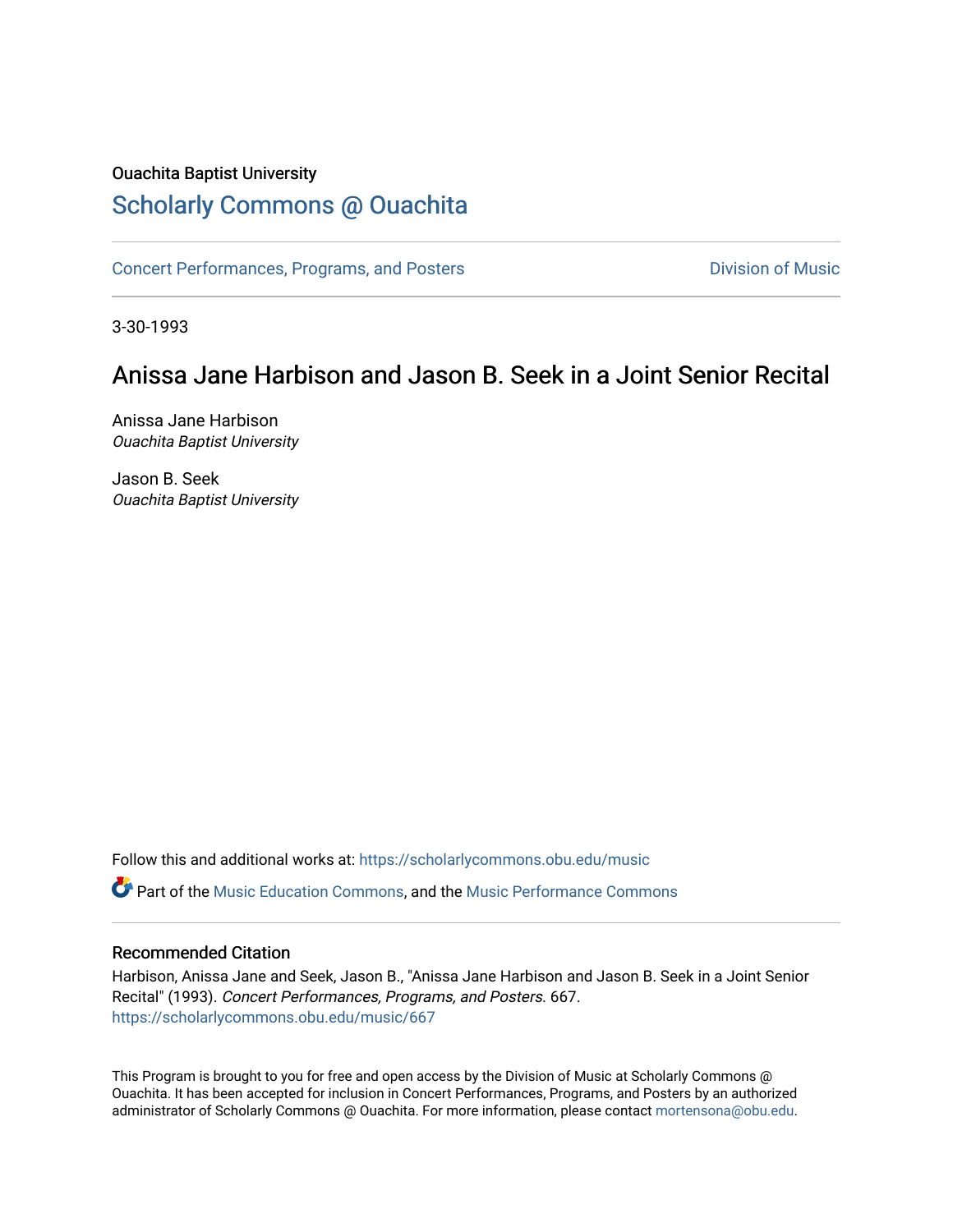Ouachita Baptist University

# Scholarly Commons @ Ouachita

Concert Performances, Programs, and Posters

Division of Music

3-30-1993

## Anissa Jane Harbison and Jason B. Seek in a Joint Senior Recital

Anissa Jane Harbison
*Ouachita Baptist University*

Jason B. Seek
*Ouachita Baptist University*

Follow this and additional works at: https://scholarlycommons.obu.edu/music

Part of the Music Education Commons, and the Music Performance Commons

### Recommended Citation

Harbison, Anissa Jane and Seek, Jason B., "Anissa Jane Harbison and Jason B. Seek in a Joint Senior Recital" (1993). *Concert Performances, Programs, and Posters*. 667.
https://scholarlycommons.obu.edu/music/667

This Program is brought to you for free and open access by the Division of Music at Scholarly Commons @ Ouachita. It has been accepted for inclusion in Concert Performances, Programs, and Posters by an authorized administrator of Scholarly Commons @ Ouachita. For more information, please contact mortensona@obu.edu.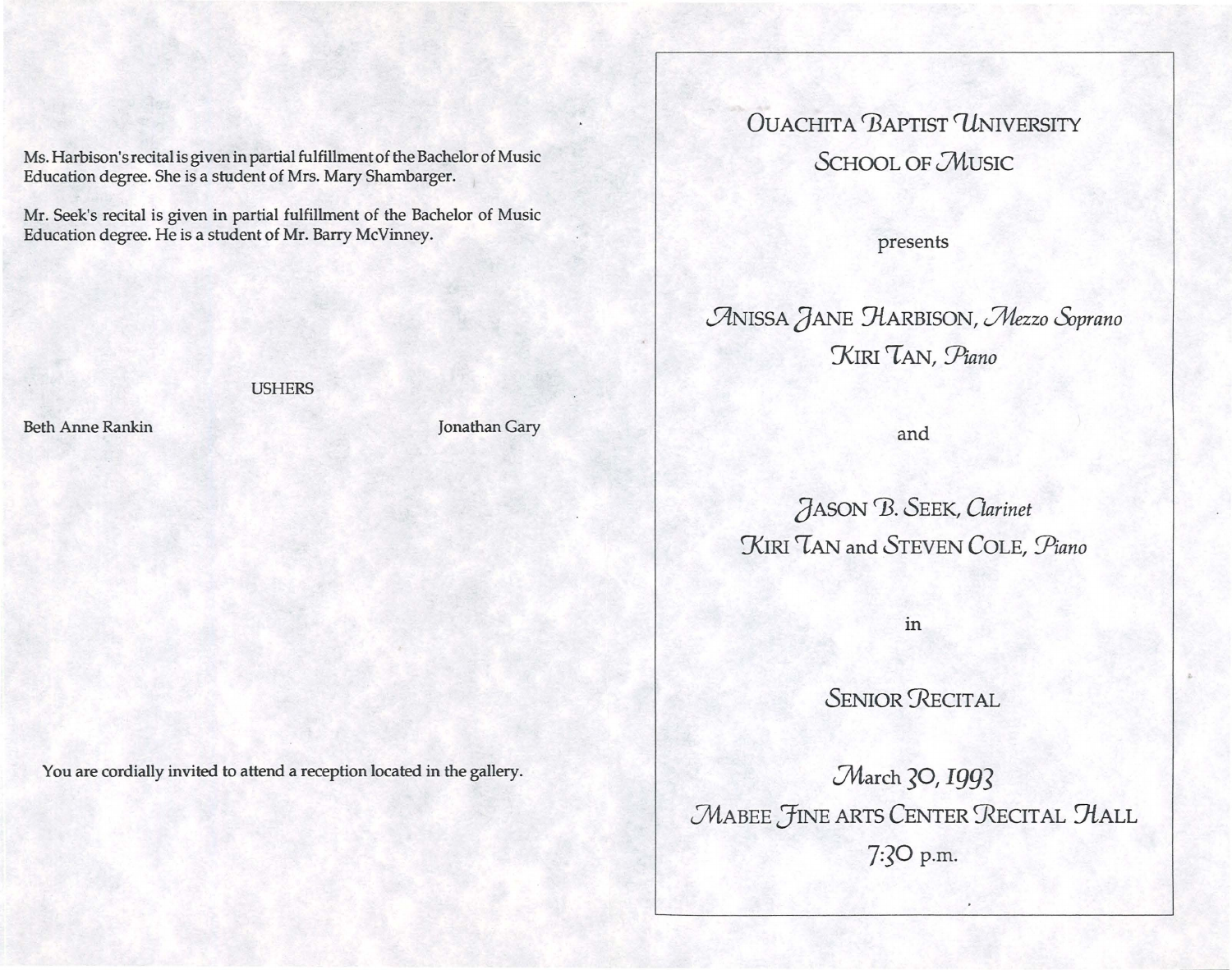Ms. Harbison's recital is given in partial fulfillment of the Bachelor of Music Education degree. She is a student of Mrs. Mary Shambarger.

Mr. Seek's recital is given in partial fulfillment of the Bachelor of Music Education degree. He is a student of Mr. Barry McVinney.

USHERS

Beth Anne Rankin

Jonathan Gary

You are cordially invited to attend a reception located in the gallery.

# OUACHITA BAPTIST UNIVERSITY
# SCHOOL OF MUSIC

presents

ANISSA JANE HARBISON, *Mezzo Soprano*
KIRI TAN, *Piano*

and

JASON B. SEEK, *Clarinet*
KIRI TAN and STEVEN COLE, *Piano*

in

## SENIOR RECITAL

March 30, 1993
MABEE FINE ARTS CENTER RECITAL HALL
7:30 p.m.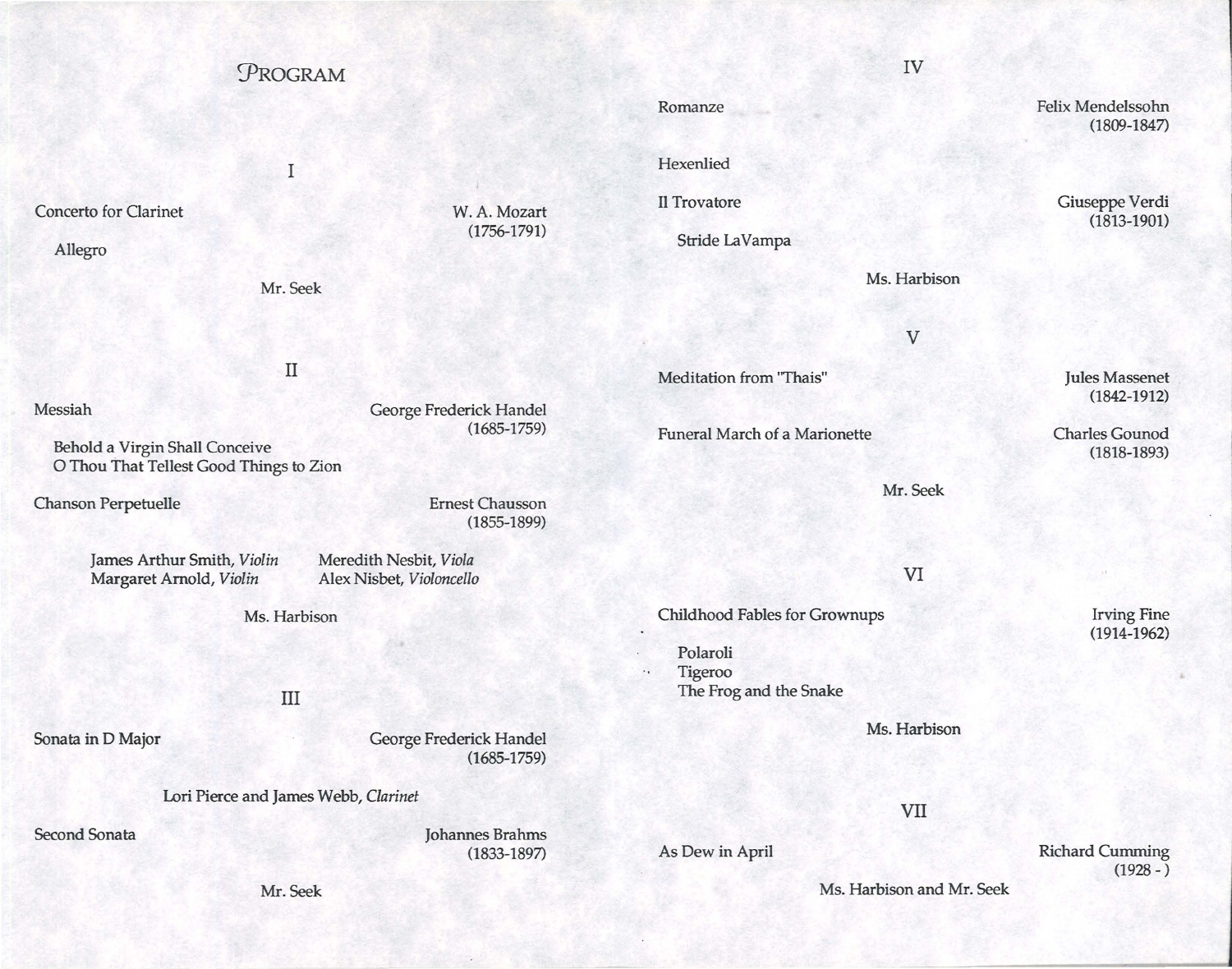# Program

## I

Concerto for Clarinet — W. A. Mozart (1756-1791)

Allegro

Mr. Seek

## II

Messiah — George Frederick Handel (1685-1759)

Behold a Virgin Shall Conceive
O Thou That Tellest Good Things to Zion

Chanson Perpetuelle — Ernest Chausson (1855-1899)

James Arthur Smith, *Violin*
Margaret Arnold, *Violin*
Meredith Nesbit, *Viola*
Alex Nisbet, *Violoncello*

Ms. Harbison

## III

Sonata in D Major — George Frederick Handel (1685-1759)

Lori Pierce and James Webb, *Clarinet*

Second Sonata — Johannes Brahms (1833-1897)

Mr. Seek

## IV

Romanze — Felix Mendelssohn (1809-1847)

Hexenlied

Il Trovatore — Giuseppe Verdi (1813-1901)

Stride LaVampa

Ms. Harbison

## V

Meditation from "Thais" — Jules Massenet (1842-1912)

Funeral March of a Marionette — Charles Gounod (1818-1893)

Mr. Seek

## VI

Childhood Fables for Grownups — Irving Fine (1914-1962)

Polaroli
Tigeroo
The Frog and the Snake

Ms. Harbison

## VII

As Dew in April — Richard Cumming (1928 - )

Ms. Harbison and Mr. Seek